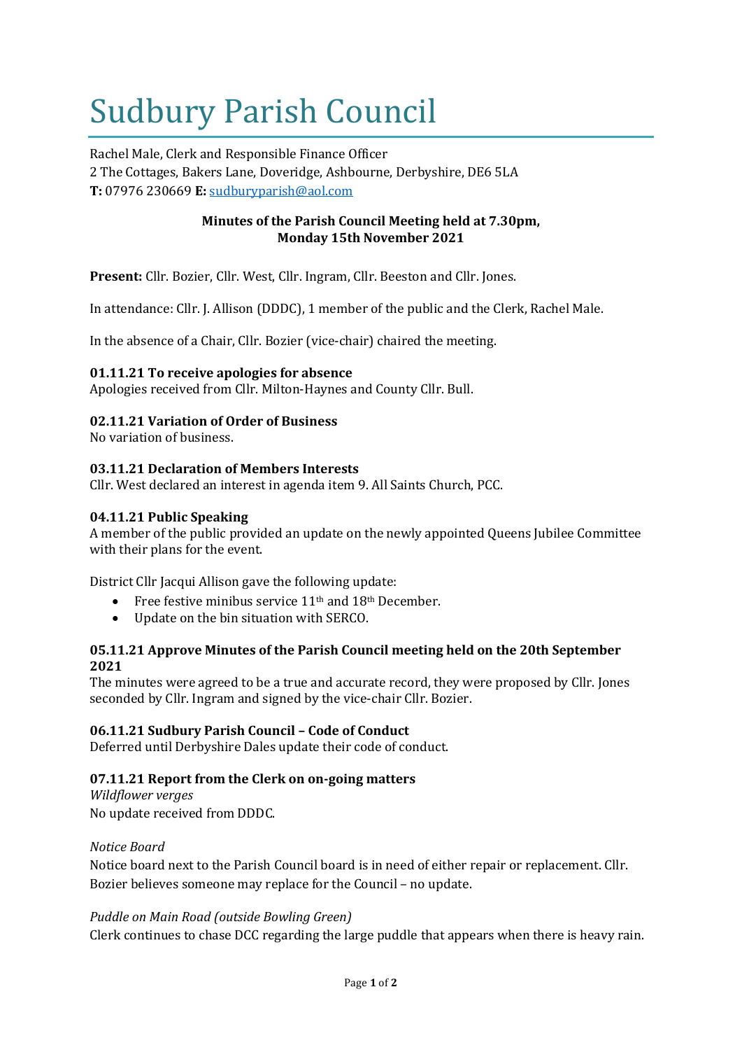# Sudbury Parish Council

Rachel Male, Clerk and Responsible Finance Officer
2 The Cottages, Bakers Lane, Doveridge, Ashbourne, Derbyshire, DE6 5LA
**T:** 07976 230669 **E:** sudburyparish@aol.com

**Minutes of the Parish Council Meeting held at 7.30pm, Monday 15th November 2021**

**Present:** Cllr. Bozier, Cllr. West, Cllr. Ingram, Cllr. Beeston and Cllr. Jones.

In attendance: Cllr. J. Allison (DDDC), 1 member of the public and the Clerk, Rachel Male.

In the absence of a Chair, Cllr. Bozier (vice-chair) chaired the meeting.

**01.11.21 To receive apologies for absence**
Apologies received from Cllr. Milton-Haynes and County Cllr. Bull.

**02.11.21 Variation of Order of Business**
No variation of business.

**03.11.21 Declaration of Members Interests**
Cllr. West declared an interest in agenda item 9. All Saints Church, PCC.

**04.11.21 Public Speaking**
A member of the public provided an update on the newly appointed Queens Jubilee Committee with their plans for the event.

District Cllr Jacqui Allison gave the following update:

- Free festive minibus service 11th and 18th December.
- Update on the bin situation with SERCO.

**05.11.21 Approve Minutes of the Parish Council meeting held on the 20th September 2021**
The minutes were agreed to be a true and accurate record, they were proposed by Cllr. Jones seconded by Cllr. Ingram and signed by the vice-chair Cllr. Bozier.

**06.11.21 Sudbury Parish Council – Code of Conduct**
Deferred until Derbyshire Dales update their code of conduct.

**07.11.21 Report from the Clerk on on-going matters**

*Wildflower verges*
No update received from DDDC.

*Notice Board*
Notice board next to the Parish Council board is in need of either repair or replacement. Cllr. Bozier believes someone may replace for the Council – no update.

*Puddle on Main Road (outside Bowling Green)*
Clerk continues to chase DCC regarding the large puddle that appears when there is heavy rain.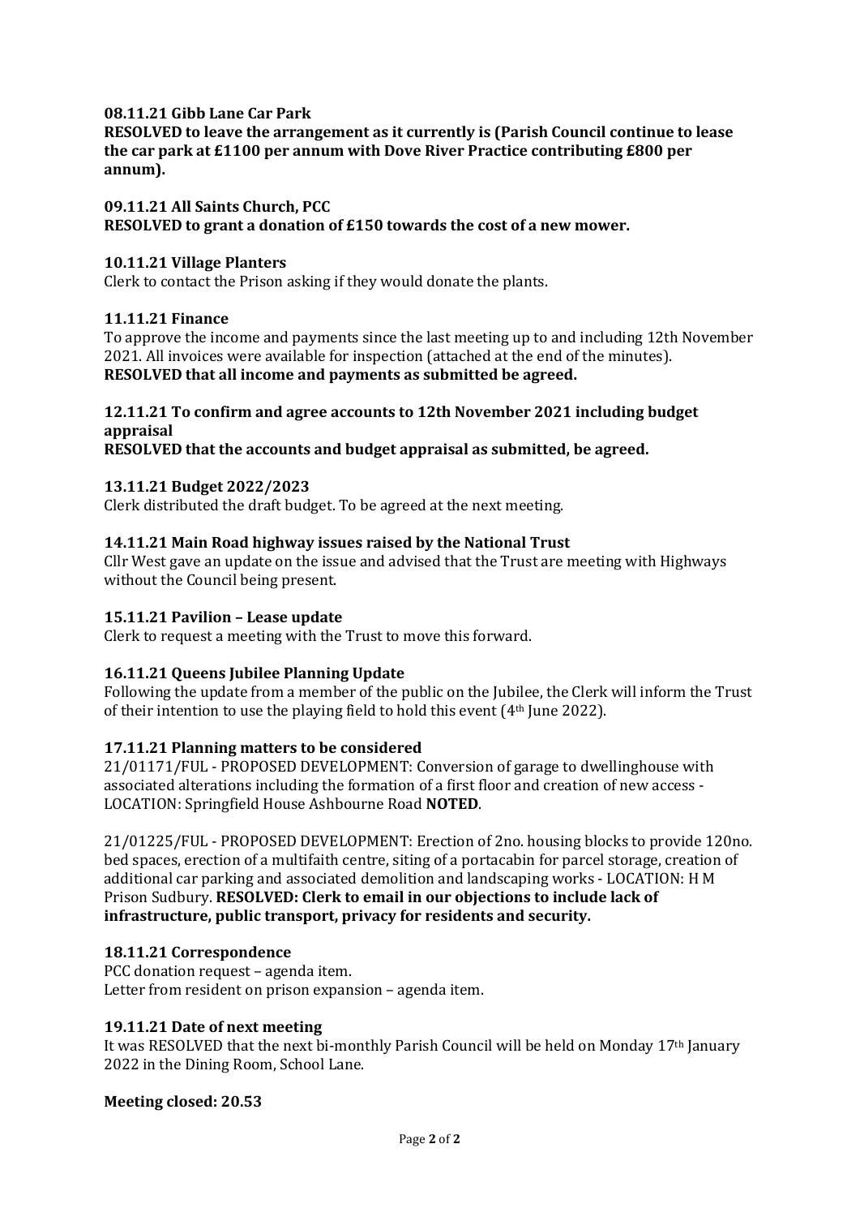**08.11.21 Gibb Lane Car Park**
**RESOLVED to leave the arrangement as it currently is (Parish Council continue to lease the car park at £1100 per annum with Dove River Practice contributing £800 per annum).**

**09.11.21 All Saints Church, PCC**
**RESOLVED to grant a donation of £150 towards the cost of a new mower.**

**10.11.21 Village Planters**
Clerk to contact the Prison asking if they would donate the plants.

**11.11.21 Finance**
To approve the income and payments since the last meeting up to and including 12th November 2021. All invoices were available for inspection (attached at the end of the minutes).
**RESOLVED that all income and payments as submitted be agreed.**

**12.11.21 To confirm and agree accounts to 12th November 2021 including budget appraisal**
**RESOLVED that the accounts and budget appraisal as submitted, be agreed.**

**13.11.21 Budget 2022/2023**
Clerk distributed the draft budget. To be agreed at the next meeting.

**14.11.21 Main Road highway issues raised by the National Trust**
Cllr West gave an update on the issue and advised that the Trust are meeting with Highways without the Council being present.

**15.11.21 Pavilion – Lease update**
Clerk to request a meeting with the Trust to move this forward.

**16.11.21 Queens Jubilee Planning Update**
Following the update from a member of the public on the Jubilee, the Clerk will inform the Trust of their intention to use the playing field to hold this event (4th June 2022).

**17.11.21 Planning matters to be considered**
21/01171/FUL - PROPOSED DEVELOPMENT: Conversion of garage to dwellinghouse with associated alterations including the formation of a first floor and creation of new access - LOCATION: Springfield House Ashbourne Road **NOTED**.

21/01225/FUL - PROPOSED DEVELOPMENT: Erection of 2no. housing blocks to provide 120no. bed spaces, erection of a multifaith centre, siting of a portacabin for parcel storage, creation of additional car parking and associated demolition and landscaping works - LOCATION: H M Prison Sudbury. **RESOLVED: Clerk to email in our objections to include lack of infrastructure, public transport, privacy for residents and security.**

**18.11.21 Correspondence**
PCC donation request – agenda item.
Letter from resident on prison expansion – agenda item.

**19.11.21 Date of next meeting**
It was RESOLVED that the next bi-monthly Parish Council will be held on Monday 17th January 2022 in the Dining Room, School Lane.

**Meeting closed: 20.53**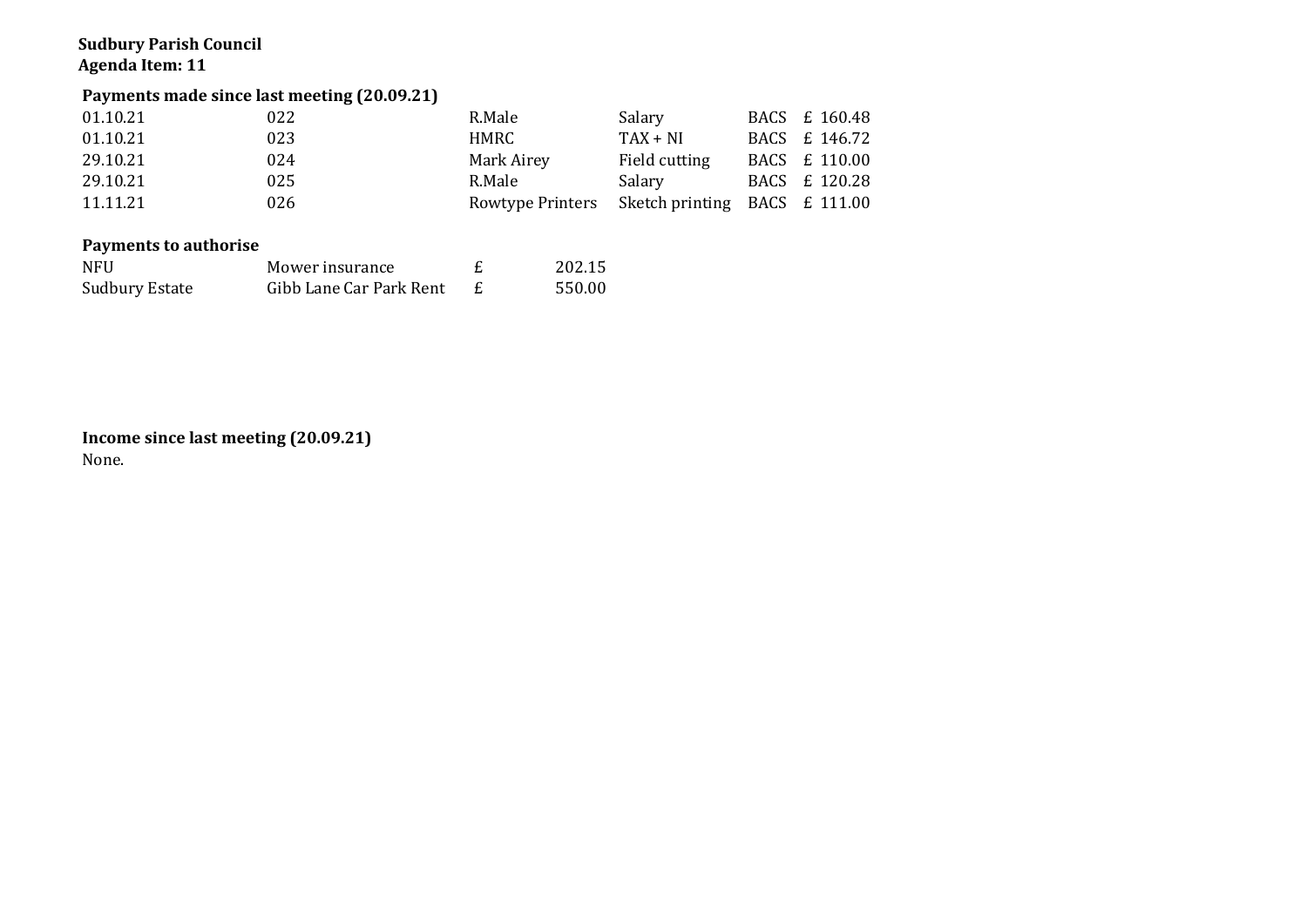**Sudbury Parish Council**
**Agenda Item: 11**

**Payments made since last meeting (20.09.21)**

| | | | | | |
|---|---|---|---|---|---|
| 01.10.21 | 022 | R.Male | Salary | BACS | £ 160.48 |
| 01.10.21 | 023 | HMRC | TAX + NI | BACS | £ 146.72 |
| 29.10.21 | 024 | Mark Airey | Field cutting | BACS | £ 110.00 |
| 29.10.21 | 025 | R.Male | Salary | BACS | £ 120.28 |
| 11.11.21 | 026 | Rowtype Printers | Sketch printing | BACS | £ 111.00 |

**Payments to authorise**

| | | | |
|---|---|---|---|
| NFU | Mower insurance | £ | 202.15 |
| Sudbury Estate | Gibb Lane Car Park Rent | £ | 550.00 |

**Income since last meeting (20.09.21)**

None.